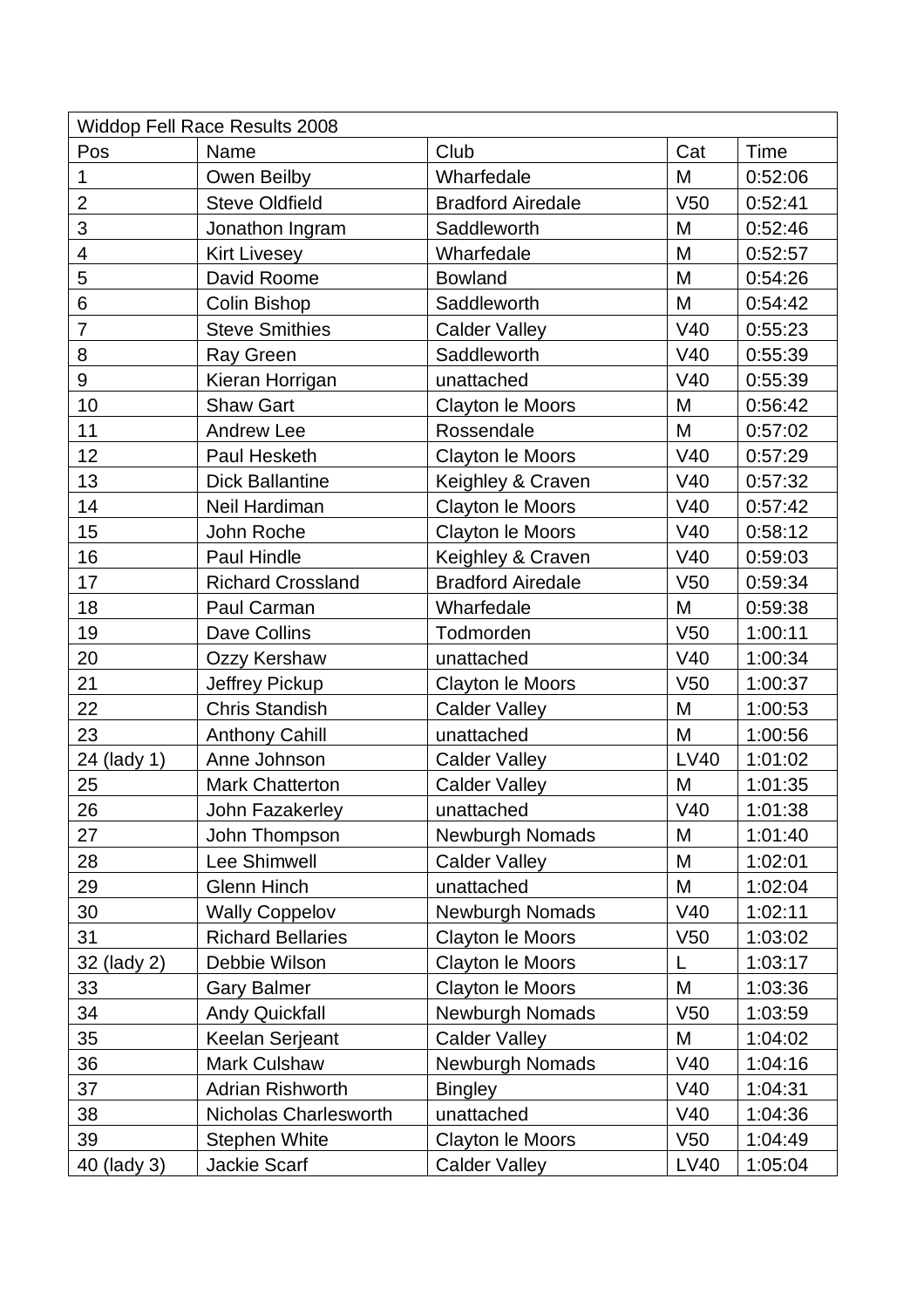| Widdop Fell Race Results 2008 | | | | |
|---|---|---|---|---|
| Pos | Name | Club | Cat | Time |
| 1 | Owen Beilby | Wharfedale | M | 0:52:06 |
| 2 | Steve Oldfield | Bradford Airedale | V50 | 0:52:41 |
| 3 | Jonathon Ingram | Saddleworth | M | 0:52:46 |
| 4 | Kirt Livesey | Wharfedale | M | 0:52:57 |
| 5 | David Roome | Bowland | M | 0:54:26 |
| 6 | Colin Bishop | Saddleworth | M | 0:54:42 |
| 7 | Steve Smithies | Calder Valley | V40 | 0:55:23 |
| 8 | Ray Green | Saddleworth | V40 | 0:55:39 |
| 9 | Kieran Horrigan | unattached | V40 | 0:55:39 |
| 10 | Shaw Gart | Clayton le Moors | M | 0:56:42 |
| 11 | Andrew Lee | Rossendale | M | 0:57:02 |
| 12 | Paul Hesketh | Clayton le Moors | V40 | 0:57:29 |
| 13 | Dick Ballantine | Keighley & Craven | V40 | 0:57:32 |
| 14 | Neil Hardiman | Clayton le Moors | V40 | 0:57:42 |
| 15 | John Roche | Clayton le Moors | V40 | 0:58:12 |
| 16 | Paul Hindle | Keighley & Craven | V40 | 0:59:03 |
| 17 | Richard Crossland | Bradford Airedale | V50 | 0:59:34 |
| 18 | Paul Carman | Wharfedale | M | 0:59:38 |
| 19 | Dave Collins | Todmorden | V50 | 1:00:11 |
| 20 | Ozzy Kershaw | unattached | V40 | 1:00:34 |
| 21 | Jeffrey Pickup | Clayton le Moors | V50 | 1:00:37 |
| 22 | Chris Standish | Calder Valley | M | 1:00:53 |
| 23 | Anthony Cahill | unattached | M | 1:00:56 |
| 24 (lady 1) | Anne Johnson | Calder Valley | LV40 | 1:01:02 |
| 25 | Mark Chatterton | Calder Valley | M | 1:01:35 |
| 26 | John Fazakerley | unattached | V40 | 1:01:38 |
| 27 | John Thompson | Newburgh Nomads | M | 1:01:40 |
| 28 | Lee Shimwell | Calder Valley | M | 1:02:01 |
| 29 | Glenn Hinch | unattached | M | 1:02:04 |
| 30 | Wally Coppelov | Newburgh Nomads | V40 | 1:02:11 |
| 31 | Richard Bellaries | Clayton le Moors | V50 | 1:03:02 |
| 32 (lady 2) | Debbie Wilson | Clayton le Moors | L | 1:03:17 |
| 33 | Gary Balmer | Clayton le Moors | M | 1:03:36 |
| 34 | Andy Quickfall | Newburgh Nomads | V50 | 1:03:59 |
| 35 | Keelan Serjeant | Calder Valley | M | 1:04:02 |
| 36 | Mark Culshaw | Newburgh Nomads | V40 | 1:04:16 |
| 37 | Adrian Rishworth | Bingley | V40 | 1:04:31 |
| 38 | Nicholas Charlesworth | unattached | V40 | 1:04:36 |
| 39 | Stephen White | Clayton le Moors | V50 | 1:04:49 |
| 40 (lady 3) | Jackie Scarf | Calder Valley | LV40 | 1:05:04 |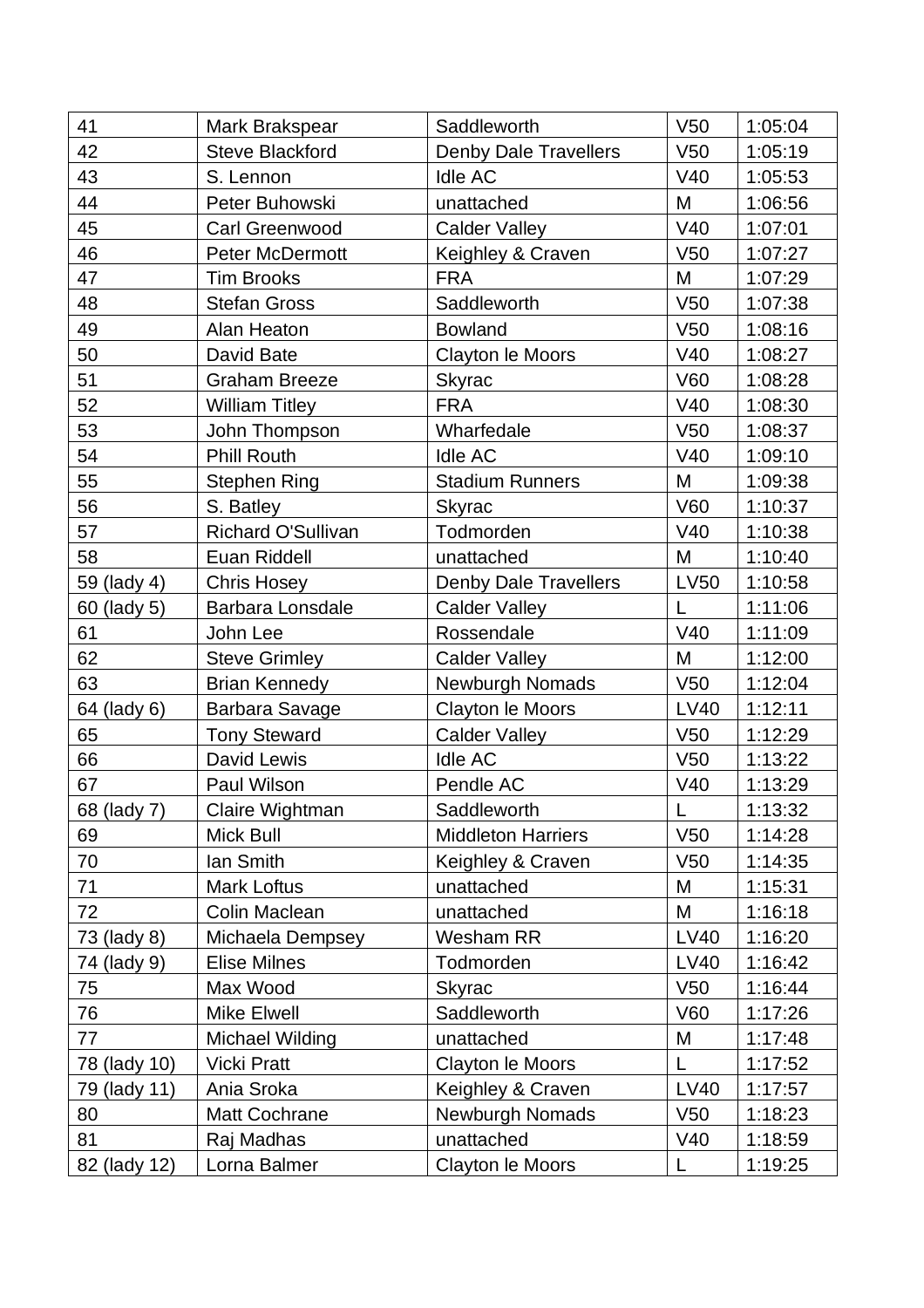| 41 | Mark Brakspear | Saddleworth | V50 | 1:05:04 |
|---|---|---|---|---|
| 42 | Steve Blackford | Denby Dale Travellers | V50 | 1:05:19 |
| 43 | S. Lennon | Idle AC | V40 | 1:05:53 |
| 44 | Peter Buhowski | unattached | M | 1:06:56 |
| 45 | Carl Greenwood | Calder Valley | V40 | 1:07:01 |
| 46 | Peter McDermott | Keighley & Craven | V50 | 1:07:27 |
| 47 | Tim Brooks | FRA | M | 1:07:29 |
| 48 | Stefan Gross | Saddleworth | V50 | 1:07:38 |
| 49 | Alan Heaton | Bowland | V50 | 1:08:16 |
| 50 | David Bate | Clayton le Moors | V40 | 1:08:27 |
| 51 | Graham Breeze | Skyrac | V60 | 1:08:28 |
| 52 | William Titley | FRA | V40 | 1:08:30 |
| 53 | John Thompson | Wharfedale | V50 | 1:08:37 |
| 54 | Phill Routh | Idle AC | V40 | 1:09:10 |
| 55 | Stephen Ring | Stadium Runners | M | 1:09:38 |
| 56 | S. Batley | Skyrac | V60 | 1:10:37 |
| 57 | Richard O'Sullivan | Todmorden | V40 | 1:10:38 |
| 58 | Euan Riddell | unattached | M | 1:10:40 |
| 59 (lady 4) | Chris Hosey | Denby Dale Travellers | LV50 | 1:10:58 |
| 60 (lady 5) | Barbara Lonsdale | Calder Valley | L | 1:11:06 |
| 61 | John Lee | Rossendale | V40 | 1:11:09 |
| 62 | Steve Grimley | Calder Valley | M | 1:12:00 |
| 63 | Brian Kennedy | Newburgh Nomads | V50 | 1:12:04 |
| 64 (lady 6) | Barbara Savage | Clayton le Moors | LV40 | 1:12:11 |
| 65 | Tony Steward | Calder Valley | V50 | 1:12:29 |
| 66 | David Lewis | Idle AC | V50 | 1:13:22 |
| 67 | Paul Wilson | Pendle AC | V40 | 1:13:29 |
| 68 (lady 7) | Claire Wightman | Saddleworth | L | 1:13:32 |
| 69 | Mick Bull | Middleton Harriers | V50 | 1:14:28 |
| 70 | Ian Smith | Keighley & Craven | V50 | 1:14:35 |
| 71 | Mark Loftus | unattached | M | 1:15:31 |
| 72 | Colin Maclean | unattached | M | 1:16:18 |
| 73 (lady 8) | Michaela Dempsey | Wesham RR | LV40 | 1:16:20 |
| 74 (lady 9) | Elise Milnes | Todmorden | LV40 | 1:16:42 |
| 75 | Max Wood | Skyrac | V50 | 1:16:44 |
| 76 | Mike Elwell | Saddleworth | V60 | 1:17:26 |
| 77 | Michael Wilding | unattached | M | 1:17:48 |
| 78 (lady 10) | Vicki Pratt | Clayton le Moors | L | 1:17:52 |
| 79 (lady 11) | Ania Sroka | Keighley & Craven | LV40 | 1:17:57 |
| 80 | Matt Cochrane | Newburgh Nomads | V50 | 1:18:23 |
| 81 | Raj Madhas | unattached | V40 | 1:18:59 |
| 82 (lady 12) | Lorna Balmer | Clayton le Moors | L | 1:19:25 |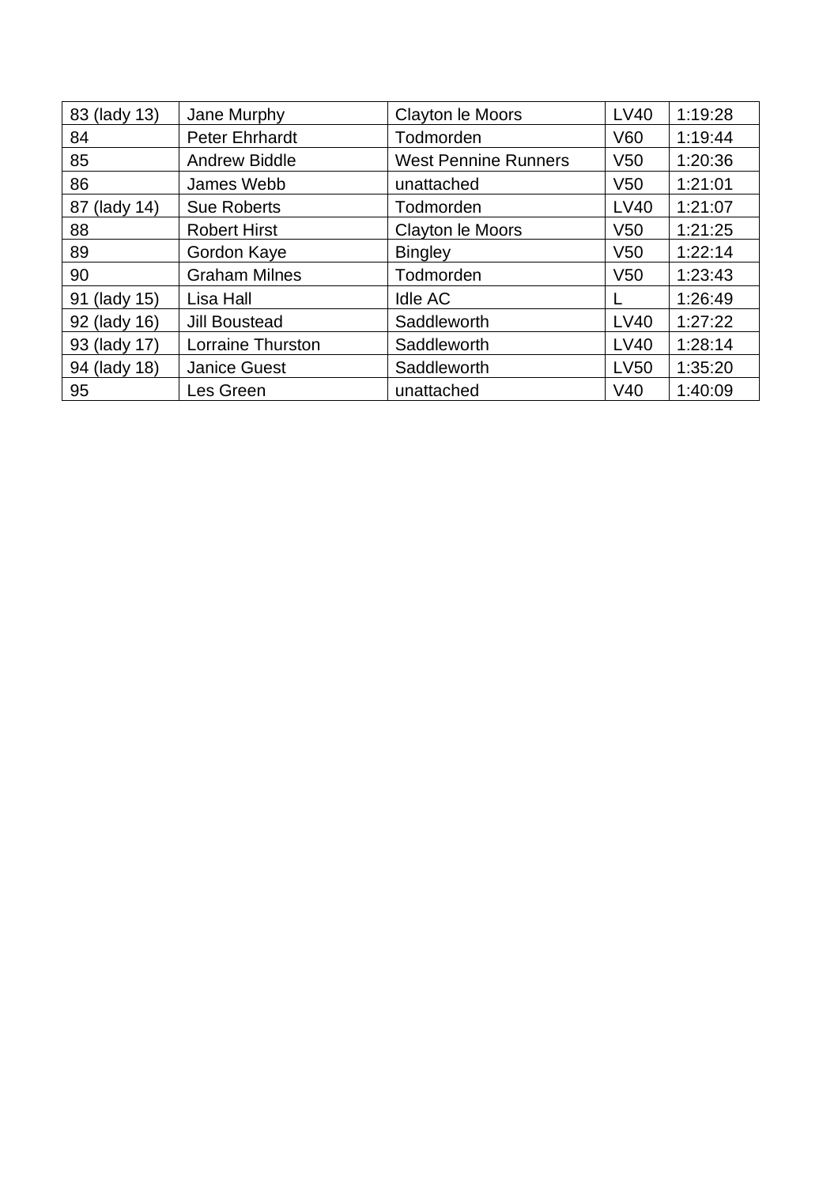| | | | | |
|---|---|---|---|---|
| 83 (lady 13) | Jane Murphy | Clayton le Moors | LV40 | 1:19:28 |
| 84 | Peter Ehrhardt | Todmorden | V60 | 1:19:44 |
| 85 | Andrew Biddle | West Pennine Runners | V50 | 1:20:36 |
| 86 | James Webb | unattached | V50 | 1:21:01 |
| 87 (lady 14) | Sue Roberts | Todmorden | LV40 | 1:21:07 |
| 88 | Robert Hirst | Clayton le Moors | V50 | 1:21:25 |
| 89 | Gordon Kaye | Bingley | V50 | 1:22:14 |
| 90 | Graham Milnes | Todmorden | V50 | 1:23:43 |
| 91 (lady 15) | Lisa Hall | Idle AC | L | 1:26:49 |
| 92 (lady 16) | Jill Boustead | Saddleworth | LV40 | 1:27:22 |
| 93 (lady 17) | Lorraine Thurston | Saddleworth | LV40 | 1:28:14 |
| 94 (lady 18) | Janice Guest | Saddleworth | LV50 | 1:35:20 |
| 95 | Les Green | unattached | V40 | 1:40:09 |